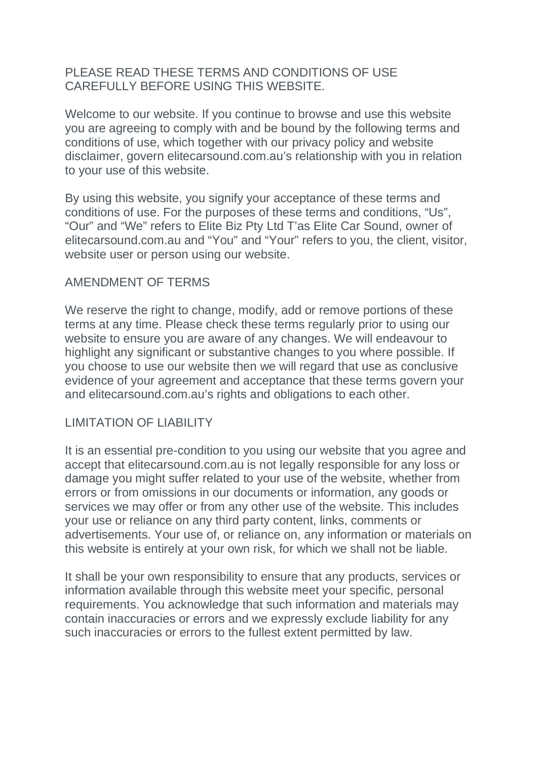PLEASE READ THESE TERMS AND CONDITIONS OF USE CAREFULLY BEFORE USING THIS WEBSITE.

Welcome to our website. If you continue to browse and use this website you are agreeing to comply with and be bound by the following terms and conditions of use, which together with our privacy policy and website disclaimer, govern elitecarsound.com.au's relationship with you in relation to your use of this website.

By using this website, you signify your acceptance of these terms and conditions of use. For the purposes of these terms and conditions, "Us", "Our" and "We" refers to Elite Biz Pty Ltd T'as Elite Car Sound, owner of elitecarsound.com.au and "You" and "Your" refers to you, the client, visitor, website user or person using our website.

## AMENDMENT OF TERMS

We reserve the right to change, modify, add or remove portions of these terms at any time. Please check these terms regularly prior to using our website to ensure you are aware of any changes. We will endeavour to highlight any significant or substantive changes to you where possible. If you choose to use our website then we will regard that use as conclusive evidence of your agreement and acceptance that these terms govern your and elitecarsound.com.au's rights and obligations to each other.

## LIMITATION OF LIABILITY

It is an essential pre-condition to you using our website that you agree and accept that elitecarsound.com.au is not legally responsible for any loss or damage you might suffer related to your use of the website, whether from errors or from omissions in our documents or information, any goods or services we may offer or from any other use of the website. This includes your use or reliance on any third party content, links, comments or advertisements. Your use of, or reliance on, any information or materials on this website is entirely at your own risk, for which we shall not be liable.

It shall be your own responsibility to ensure that any products, services or information available through this website meet your specific, personal requirements. You acknowledge that such information and materials may contain inaccuracies or errors and we expressly exclude liability for any such inaccuracies or errors to the fullest extent permitted by law.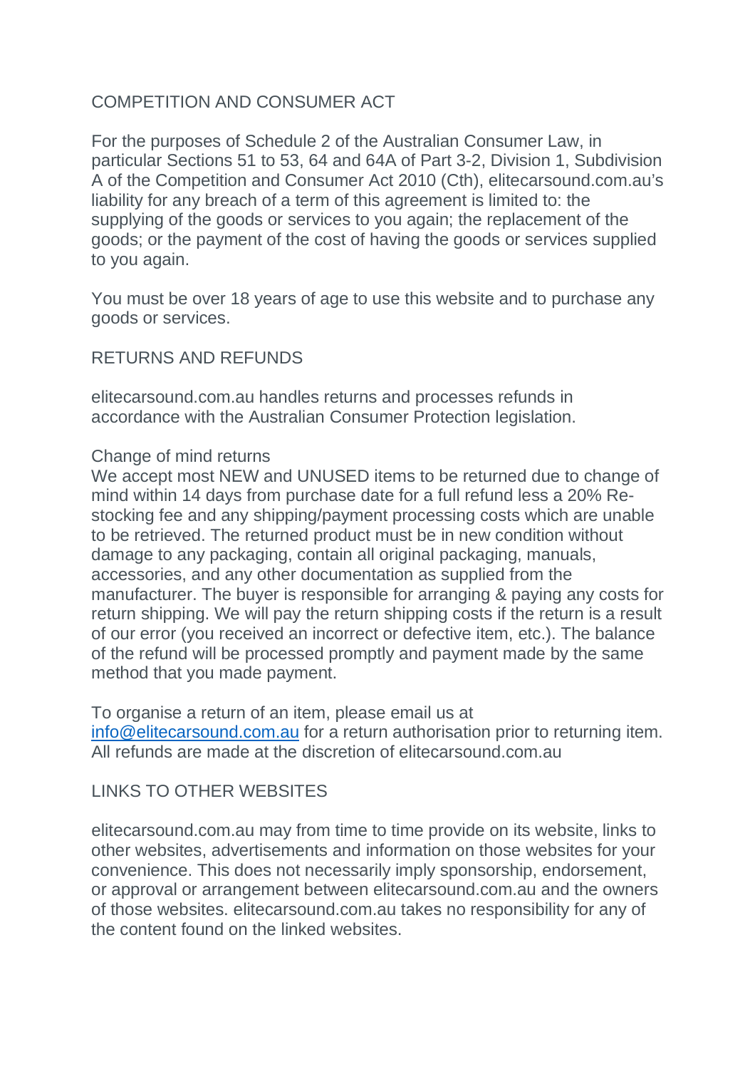## COMPETITION AND CONSUMER ACT

For the purposes of Schedule 2 of the Australian Consumer Law, in particular Sections 51 to 53, 64 and 64A of Part 3-2, Division 1, Subdivision A of the Competition and Consumer Act 2010 (Cth), elitecarsound.com.au's liability for any breach of a term of this agreement is limited to: the supplying of the goods or services to you again; the replacement of the goods; or the payment of the cost of having the goods or services supplied to you again.

You must be over 18 years of age to use this website and to purchase any goods or services.

## RETURNS AND REFUNDS

elitecarsound.com.au handles returns and processes refunds in accordance with the Australian Consumer Protection legislation.

### Change of mind returns

We accept most NEW and UNUSED items to be returned due to change of mind within 14 days from purchase date for a full refund less a 20% Re-stocking fee and any shipping/payment processing costs which are unable to be retrieved. The returned product must be in new condition without damage to any packaging, contain all original packaging, manuals, accessories, and any other documentation as supplied from the manufacturer. The buyer is responsible for arranging & paying any costs for return shipping. We will pay the return shipping costs if the return is a result of our error (you received an incorrect or defective item, etc.). The balance of the refund will be processed promptly and payment made by the same method that you made payment.

To organise a return of an item, please email us at [info@elitecarsound.com.au](mailto:info@elitecarsound.com.au) for a return authorisation prior to returning item. All refunds are made at the discretion of elitecarsound.com.au

## LINKS TO OTHER WEBSITES

elitecarsound.com.au may from time to time provide on its website, links to other websites, advertisements and information on those websites for your convenience. This does not necessarily imply sponsorship, endorsement, or approval or arrangement between elitecarsound.com.au and the owners of those websites. elitecarsound.com.au takes no responsibility for any of the content found on the linked websites.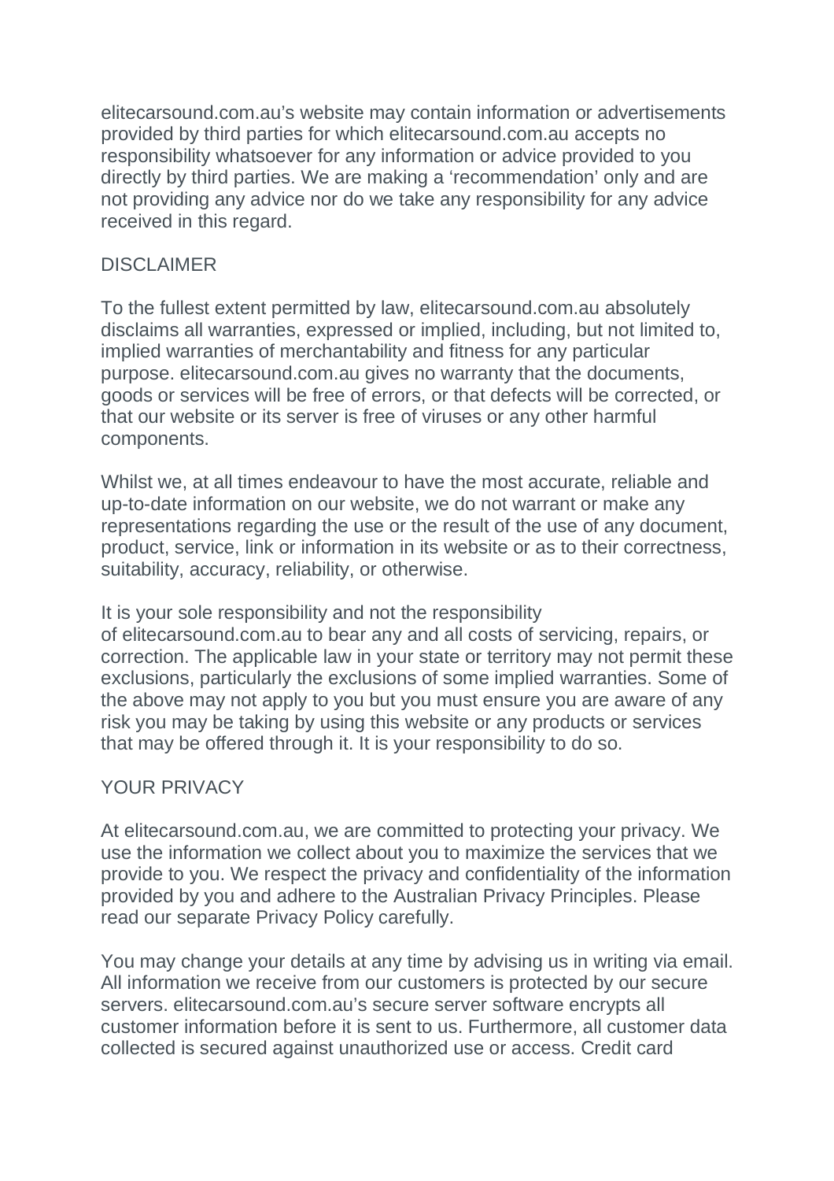elitecarsound.com.au's website may contain information or advertisements provided by third parties for which elitecarsound.com.au accepts no responsibility whatsoever for any information or advice provided to you directly by third parties. We are making a 'recommendation' only and are not providing any advice nor do we take any responsibility for any advice received in this regard.

## DISCLAIMER

To the fullest extent permitted by law, elitecarsound.com.au absolutely disclaims all warranties, expressed or implied, including, but not limited to, implied warranties of merchantability and fitness for any particular purpose. elitecarsound.com.au gives no warranty that the documents, goods or services will be free of errors, or that defects will be corrected, or that our website or its server is free of viruses or any other harmful components.

Whilst we, at all times endeavour to have the most accurate, reliable and up-to-date information on our website, we do not warrant or make any representations regarding the use or the result of the use of any document, product, service, link or information in its website or as to their correctness, suitability, accuracy, reliability, or otherwise.

It is your sole responsibility and not the responsibility of elitecarsound.com.au to bear any and all costs of servicing, repairs, or correction. The applicable law in your state or territory may not permit these exclusions, particularly the exclusions of some implied warranties. Some of the above may not apply to you but you must ensure you are aware of any risk you may be taking by using this website or any products or services that may be offered through it. It is your responsibility to do so.

## YOUR PRIVACY

At elitecarsound.com.au, we are committed to protecting your privacy. We use the information we collect about you to maximize the services that we provide to you. We respect the privacy and confidentiality of the information provided by you and adhere to the Australian Privacy Principles. Please read our separate Privacy Policy carefully.

You may change your details at any time by advising us in writing via email. All information we receive from our customers is protected by our secure servers. elitecarsound.com.au's secure server software encrypts all customer information before it is sent to us. Furthermore, all customer data collected is secured against unauthorized use or access. Credit card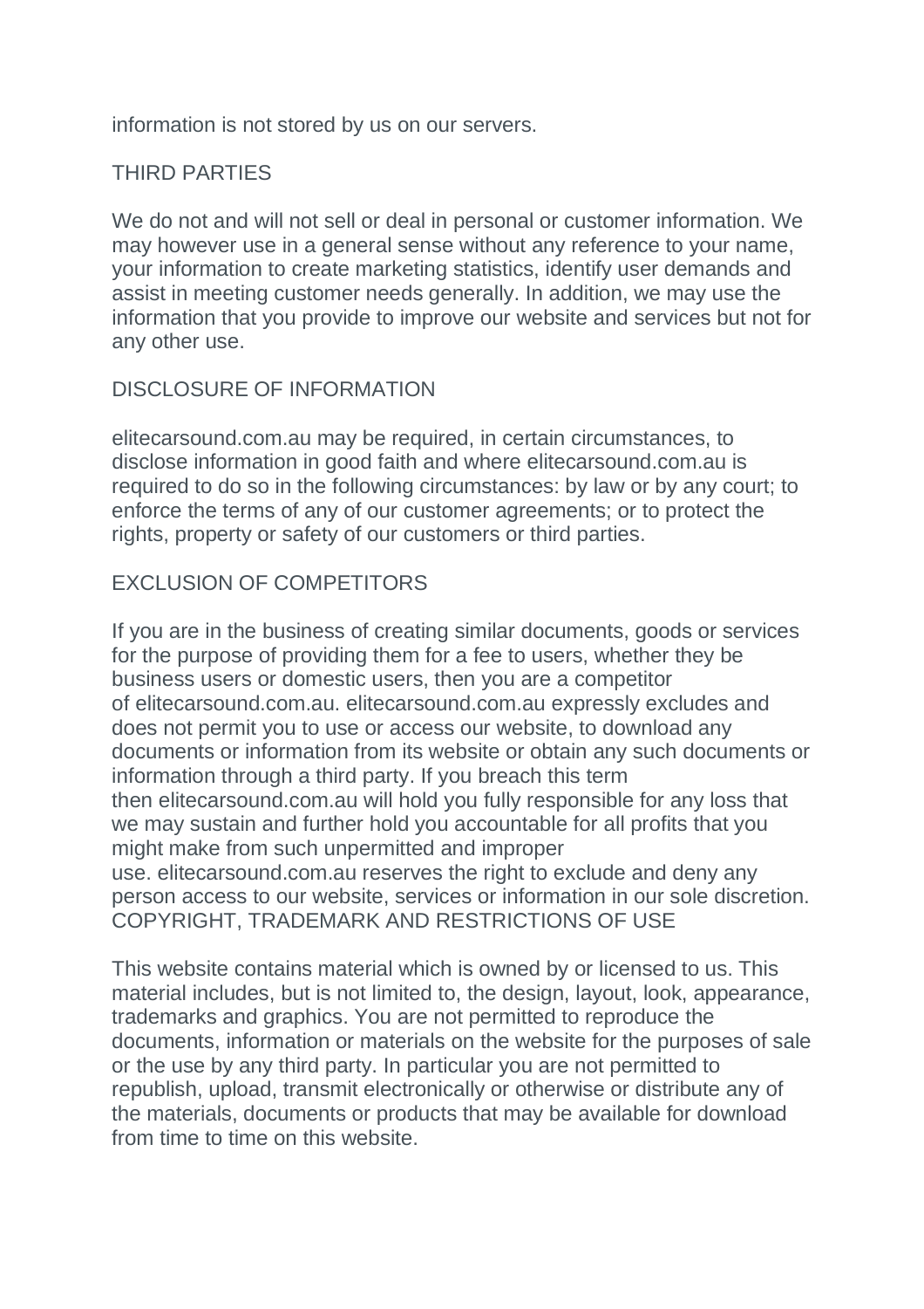information is not stored by us on our servers.

## THIRD PARTIES

We do not and will not sell or deal in personal or customer information. We may however use in a general sense without any reference to your name, your information to create marketing statistics, identify user demands and assist in meeting customer needs generally. In addition, we may use the information that you provide to improve our website and services but not for any other use.

## DISCLOSURE OF INFORMATION

elitecarsound.com.au may be required, in certain circumstances, to disclose information in good faith and where elitecarsound.com.au is required to do so in the following circumstances: by law or by any court; to enforce the terms of any of our customer agreements; or to protect the rights, property or safety of our customers or third parties.

## EXCLUSION OF COMPETITORS

If you are in the business of creating similar documents, goods or services for the purpose of providing them for a fee to users, whether they be business users or domestic users, then you are a competitor of elitecarsound.com.au. elitecarsound.com.au expressly excludes and does not permit you to use or access our website, to download any documents or information from its website or obtain any such documents or information through a third party. If you breach this term then elitecarsound.com.au will hold you fully responsible for any loss that we may sustain and further hold you accountable for all profits that you might make from such unpermitted and improper use. elitecarsound.com.au reserves the right to exclude and deny any person access to our website, services or information in our sole discretion.

## COPYRIGHT, TRADEMARK AND RESTRICTIONS OF USE

This website contains material which is owned by or licensed to us. This material includes, but is not limited to, the design, layout, look, appearance, trademarks and graphics. You are not permitted to reproduce the documents, information or materials on the website for the purposes of sale or the use by any third party. In particular you are not permitted to republish, upload, transmit electronically or otherwise or distribute any of the materials, documents or products that may be available for download from time to time on this website.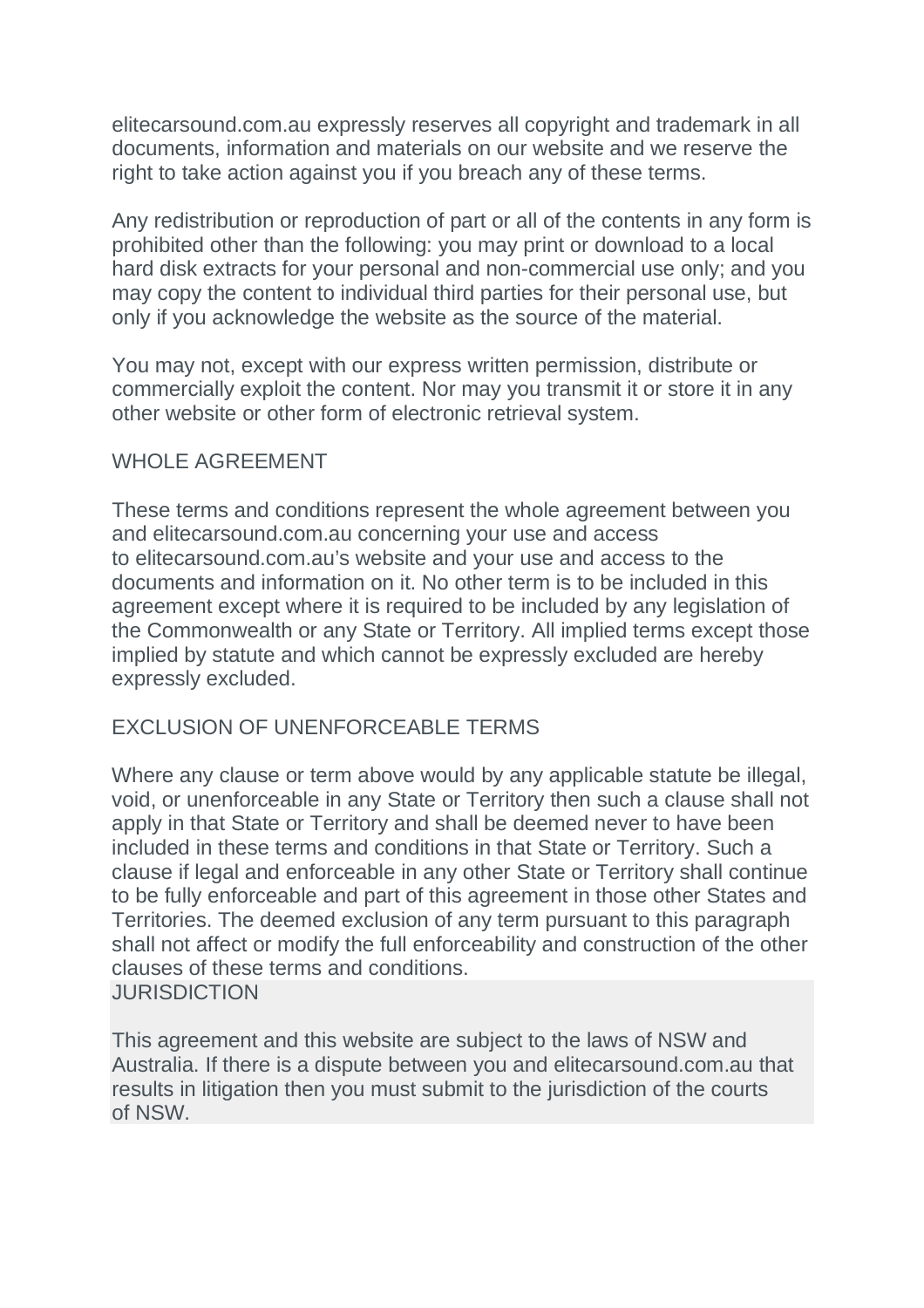elitecarsound.com.au expressly reserves all copyright and trademark in all documents, information and materials on our website and we reserve the right to take action against you if you breach any of these terms.

Any redistribution or reproduction of part or all of the contents in any form is prohibited other than the following: you may print or download to a local hard disk extracts for your personal and non-commercial use only; and you may copy the content to individual third parties for their personal use, but only if you acknowledge the website as the source of the material.

You may not, except with our express written permission, distribute or commercially exploit the content. Nor may you transmit it or store it in any other website or other form of electronic retrieval system.

## WHOLE AGREEMENT

These terms and conditions represent the whole agreement between you and elitecarsound.com.au concerning your use and access to elitecarsound.com.au's website and your use and access to the documents and information on it. No other term is to be included in this agreement except where it is required to be included by any legislation of the Commonwealth or any State or Territory. All implied terms except those implied by statute and which cannot be expressly excluded are hereby expressly excluded.

## EXCLUSION OF UNENFORCEABLE TERMS

Where any clause or term above would by any applicable statute be illegal, void, or unenforceable in any State or Territory then such a clause shall not apply in that State or Territory and shall be deemed never to have been included in these terms and conditions in that State or Territory. Such a clause if legal and enforceable in any other State or Territory shall continue to be fully enforceable and part of this agreement in those other States and Territories. The deemed exclusion of any term pursuant to this paragraph shall not affect or modify the full enforceability and construction of the other clauses of these terms and conditions.

## JURISDICTION

This agreement and this website are subject to the laws of NSW and Australia. If there is a dispute between you and elitecarsound.com.au that results in litigation then you must submit to the jurisdiction of the courts of NSW.